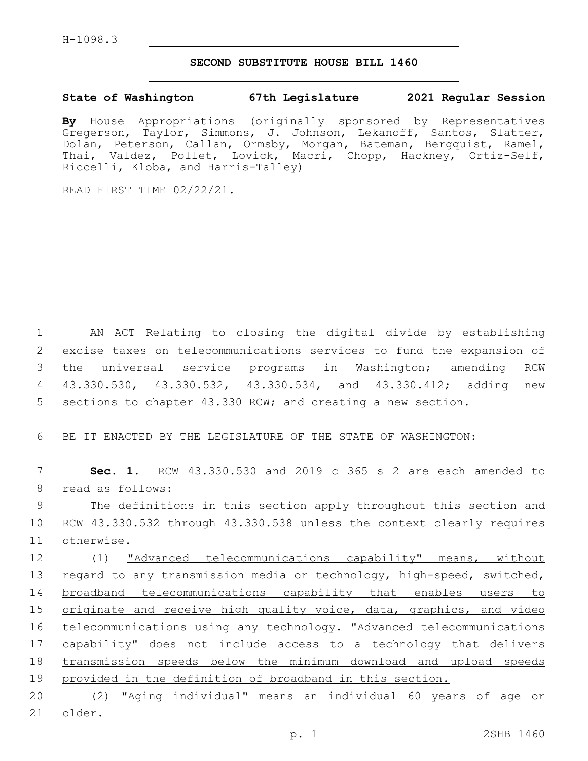H-1098.3

## SECOND SUBSTITUTE HOUSE BILL 1460

**State of Washington 67th Legislature 2021 Regular Session**

**By** House Appropriations (originally sponsored by Representatives Gregerson, Taylor, Simmons, J. Johnson, Lekanoff, Santos, Slatter, Dolan, Peterson, Callan, Ormsby, Morgan, Bateman, Bergquist, Ramel, Thai, Valdez, Pollet, Lovick, Macri, Chopp, Hackney, Ortiz-Self, Riccelli, Kloba, and Harris-Talley)

READ FIRST TIME 02/22/21.

AN ACT Relating to closing the digital divide by establishing excise taxes on telecommunications services to fund the expansion of the universal service programs in Washington; amending RCW 43.330.530, 43.330.532, 43.330.534, and 43.330.412; adding new sections to chapter 43.330 RCW; and creating a new section.

BE IT ENACTED BY THE LEGISLATURE OF THE STATE OF WASHINGTON:

**Sec. 1.** RCW 43.330.530 and 2019 c 365 s 2 are each amended to read as follows:

The definitions in this section apply throughout this section and RCW 43.330.532 through 43.330.538 unless the context clearly requires otherwise.

(1) "Advanced telecommunications capability" means, without regard to any transmission media or technology, high-speed, switched, broadband telecommunications capability that enables users to originate and receive high quality voice, data, graphics, and video telecommunications using any technology. "Advanced telecommunications capability" does not include access to a technology that delivers transmission speeds below the minimum download and upload speeds provided in the definition of broadband in this section.

(2) "Aging individual" means an individual 60 years of age or older.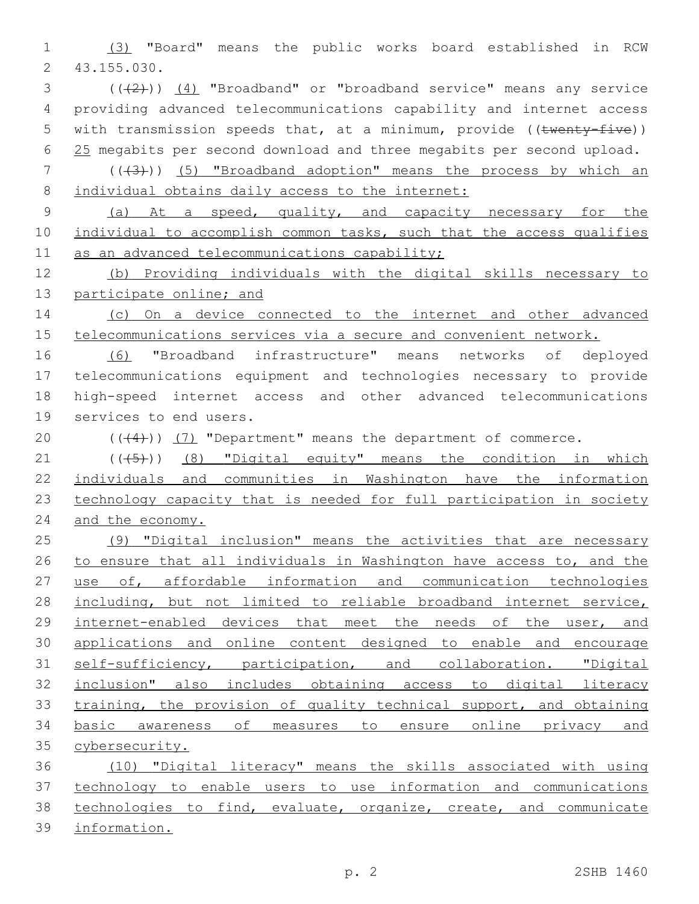(3) "Board" means the public works board established in RCW 43.155.030.

(((2))) (4) "Broadband" or "broadband service" means any service providing advanced telecommunications capability and internet access with transmission speeds that, at a minimum, provide ((twenty-five)) 25 megabits per second download and three megabits per second upload.

(((3))) (5) "Broadband adoption" means the process by which an individual obtains daily access to the internet:

(a) At a speed, quality, and capacity necessary for the individual to accomplish common tasks, such that the access qualifies as an advanced telecommunications capability;

(b) Providing individuals with the digital skills necessary to participate online; and

(c) On a device connected to the internet and other advanced telecommunications services via a secure and convenient network.

(6) "Broadband infrastructure" means networks of deployed telecommunications equipment and technologies necessary to provide high-speed internet access and other advanced telecommunications services to end users.

(((4))) (7) "Department" means the department of commerce.

(((5))) (8) "Digital equity" means the condition in which individuals and communities in Washington have the information technology capacity that is needed for full participation in society and the economy.

(9) "Digital inclusion" means the activities that are necessary to ensure that all individuals in Washington have access to, and the use of, affordable information and communication technologies including, but not limited to reliable broadband internet service, internet-enabled devices that meet the needs of the user, and applications and online content designed to enable and encourage self-sufficiency, participation, and collaboration. "Digital inclusion" also includes obtaining access to digital literacy training, the provision of quality technical support, and obtaining basic awareness of measures to ensure online privacy and cybersecurity.

(10) "Digital literacy" means the skills associated with using technology to enable users to use information and communications technologies to find, evaluate, organize, create, and communicate information.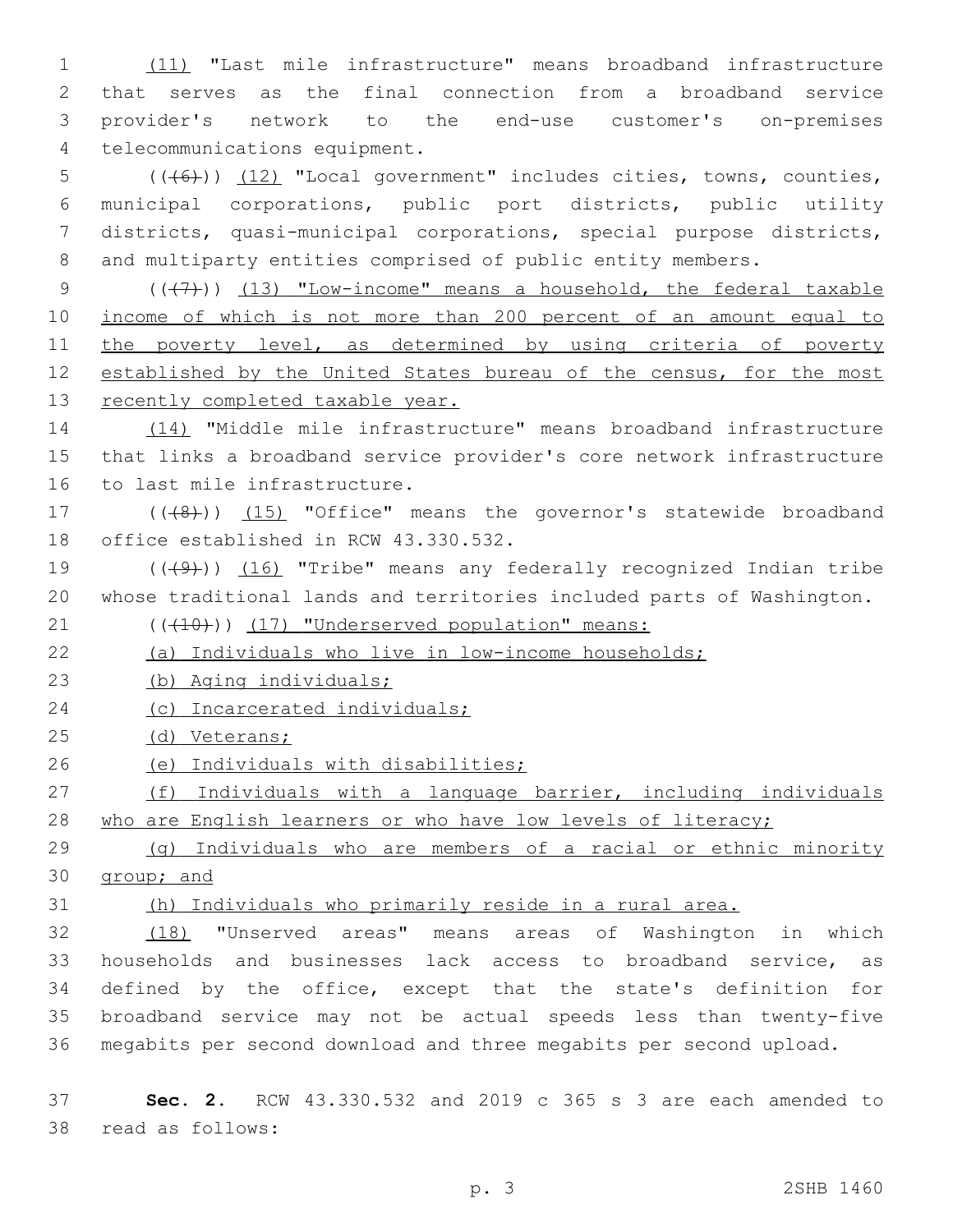(11) "Last mile infrastructure" means broadband infrastructure that serves as the final connection from a broadband service provider's network to the end-use customer's on-premises telecommunications equipment.

(((6))) (12) "Local government" includes cities, towns, counties, municipal corporations, public port districts, public utility districts, quasi-municipal corporations, special purpose districts, and multiparty entities comprised of public entity members.

(((7))) (13) "Low-income" means a household, the federal taxable income of which is not more than 200 percent of an amount equal to the poverty level, as determined by using criteria of poverty established by the United States bureau of the census, for the most recently completed taxable year.

(14) "Middle mile infrastructure" means broadband infrastructure that links a broadband service provider's core network infrastructure to last mile infrastructure.

(((8))) (15) "Office" means the governor's statewide broadband office established in RCW 43.330.532.

(((9))) (16) "Tribe" means any federally recognized Indian tribe whose traditional lands and territories included parts of Washington.

(((10))) (17) "Underserved population" means:

(a) Individuals who live in low-income households;

(b) Aging individuals;

(c) Incarcerated individuals;

(d) Veterans;

(e) Individuals with disabilities;

(f) Individuals with a language barrier, including individuals who are English learners or who have low levels of literacy;

(g) Individuals who are members of a racial or ethnic minority group; and

(h) Individuals who primarily reside in a rural area.

(18) "Unserved areas" means areas of Washington in which households and businesses lack access to broadband service, as defined by the office, except that the state's definition for broadband service may not be actual speeds less than twenty-five megabits per second download and three megabits per second upload.

**Sec. 2.** RCW 43.330.532 and 2019 c 365 s 3 are each amended to read as follows: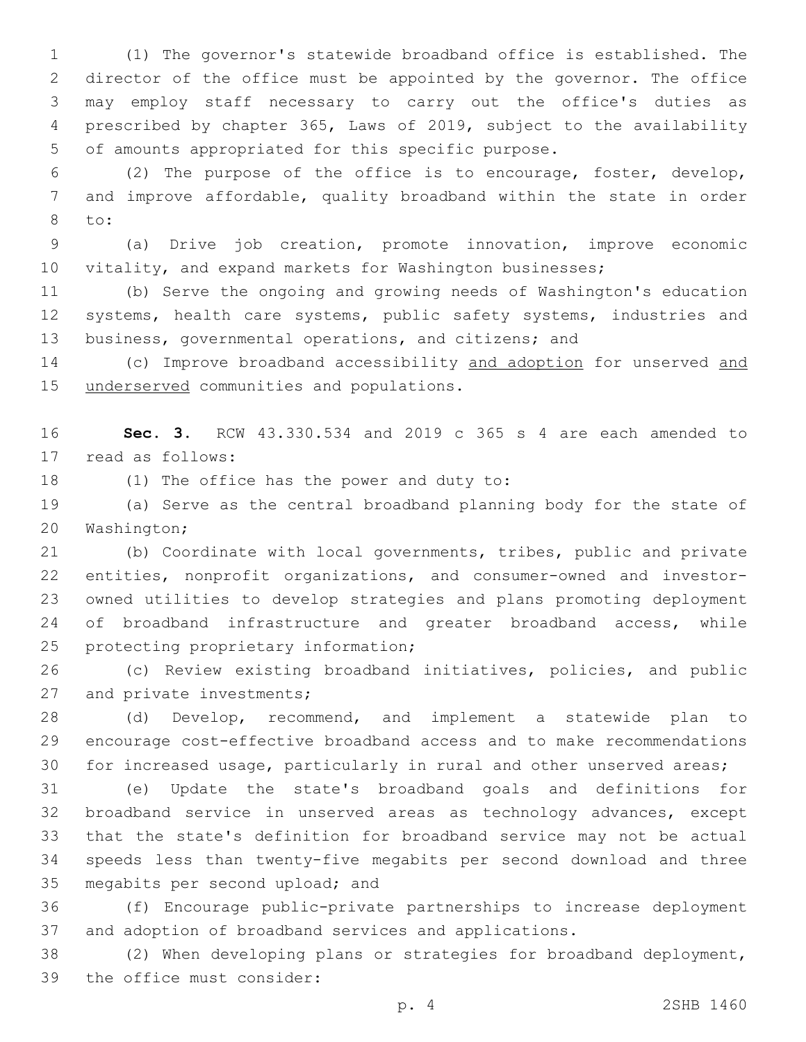(1) The governor's statewide broadband office is established. The director of the office must be appointed by the governor. The office may employ staff necessary to carry out the office's duties as prescribed by chapter 365, Laws of 2019, subject to the availability of amounts appropriated for this specific purpose.

(2) The purpose of the office is to encourage, foster, develop, and improve affordable, quality broadband within the state in order to:

(a) Drive job creation, promote innovation, improve economic vitality, and expand markets for Washington businesses;

(b) Serve the ongoing and growing needs of Washington's education systems, health care systems, public safety systems, industries and business, governmental operations, and citizens; and

(c) Improve broadband accessibility <u>and adoption</u> for unserved <u>and underserved</u> communities and populations.

**Sec. 3.** RCW 43.330.534 and 2019 c 365 s 4 are each amended to read as follows:

(1) The office has the power and duty to:

(a) Serve as the central broadband planning body for the state of Washington;

(b) Coordinate with local governments, tribes, public and private entities, nonprofit organizations, and consumer-owned and investor-owned utilities to develop strategies and plans promoting deployment of broadband infrastructure and greater broadband access, while protecting proprietary information;

(c) Review existing broadband initiatives, policies, and public and private investments;

(d) Develop, recommend, and implement a statewide plan to encourage cost-effective broadband access and to make recommendations for increased usage, particularly in rural and other unserved areas;

(e) Update the state's broadband goals and definitions for broadband service in unserved areas as technology advances, except that the state's definition for broadband service may not be actual speeds less than twenty-five megabits per second download and three megabits per second upload; and

(f) Encourage public-private partnerships to increase deployment and adoption of broadband services and applications.

(2) When developing plans or strategies for broadband deployment, the office must consider: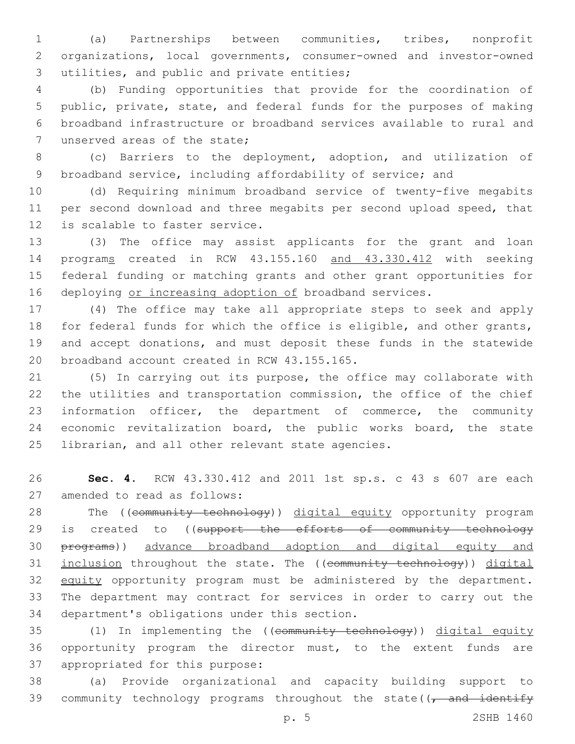(a) Partnerships between communities, tribes, nonprofit organizations, local governments, consumer-owned and investor-owned utilities, and public and private entities;

(b) Funding opportunities that provide for the coordination of public, private, state, and federal funds for the purposes of making broadband infrastructure or broadband services available to rural and unserved areas of the state;

(c) Barriers to the deployment, adoption, and utilization of broadband service, including affordability of service; and

(d) Requiring minimum broadband service of twenty-five megabits per second download and three megabits per second upload speed, that is scalable to faster service.

(3) The office may assist applicants for the grant and loan programs created in RCW 43.155.160 and 43.330.412 with seeking federal funding or matching grants and other grant opportunities for deploying or increasing adoption of broadband services.

(4) The office may take all appropriate steps to seek and apply for federal funds for which the office is eligible, and other grants, and accept donations, and must deposit these funds in the statewide broadband account created in RCW 43.155.165.

(5) In carrying out its purpose, the office may collaborate with the utilities and transportation commission, the office of the chief information officer, the department of commerce, the community economic revitalization board, the public works board, the state librarian, and all other relevant state agencies.

**Sec. 4.** RCW 43.330.412 and 2011 1st sp.s. c 43 s 607 are each amended to read as follows:

The ((~~community technology~~)) digital equity opportunity program is created to ((~~support the efforts of community technology programs~~)) advance broadband adoption and digital equity and inclusion throughout the state. The ((~~community technology~~)) digital equity opportunity program must be administered by the department. The department may contract for services in order to carry out the department's obligations under this section.

(1) In implementing the ((~~community technology~~)) digital equity opportunity program the director must, to the extent funds are appropriated for this purpose:

(a) Provide organizational and capacity building support to community technology programs throughout the state((~~, and identify~~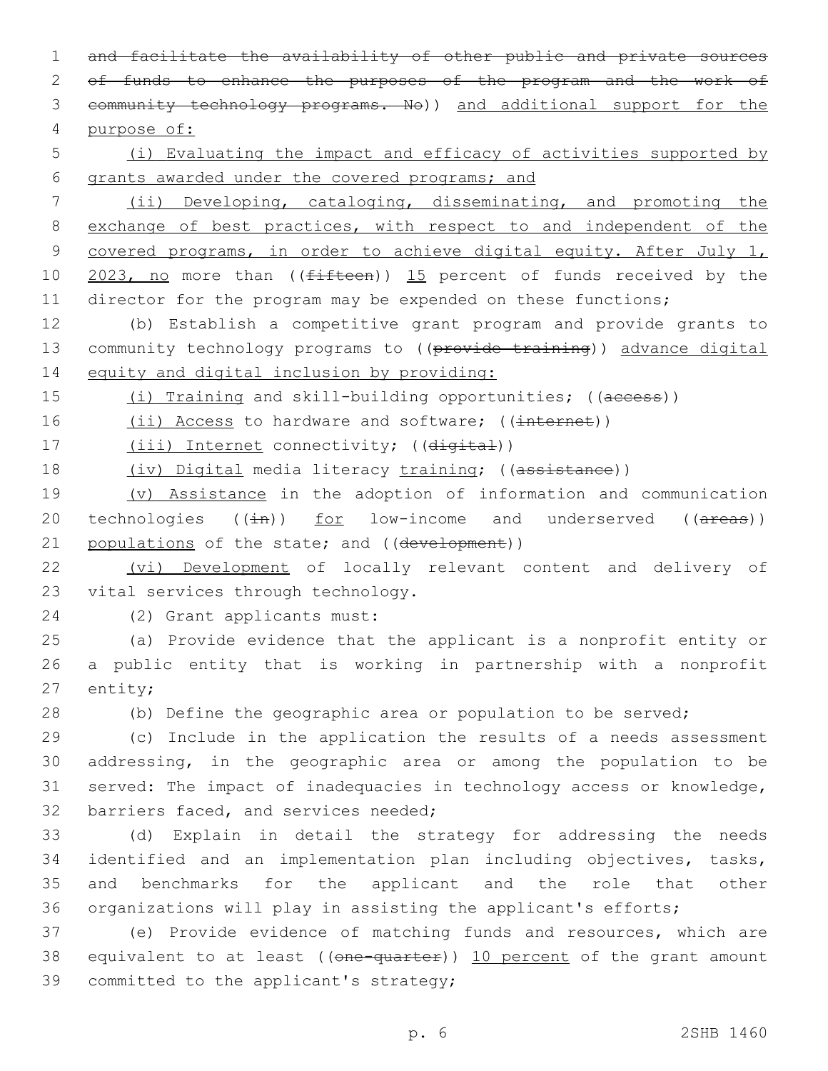~~and facilitate the availability of other public and private sources of funds to enhance the purposes of the program and the work of community technology programs. No~~)) and additional support for the purpose of:

(i) Evaluating the impact and efficacy of activities supported by grants awarded under the covered programs; and

(ii) Developing, cataloging, disseminating, and promoting the exchange of best practices, with respect to and independent of the covered programs, in order to achieve digital equity. After July 1, 2023, no more than ((~~fifteen~~)) 15 percent of funds received by the director for the program may be expended on these functions;

(b) Establish a competitive grant program and provide grants to community technology programs to ((~~provide training~~)) advance digital equity and digital inclusion by providing:

(i) Training and skill-building opportunities; ((~~access~~))

(ii) Access to hardware and software; ((~~internet~~))

(iii) Internet connectivity; ((~~digital~~))

(iv) Digital media literacy training; ((~~assistance~~))

(v) Assistance in the adoption of information and communication technologies ((~~in~~)) for low-income and underserved ((~~areas~~)) populations of the state; and ((~~development~~))

(vi) Development of locally relevant content and delivery of vital services through technology.

(2) Grant applicants must:

(a) Provide evidence that the applicant is a nonprofit entity or a public entity that is working in partnership with a nonprofit entity;

(b) Define the geographic area or population to be served;

(c) Include in the application the results of a needs assessment addressing, in the geographic area or among the population to be served: The impact of inadequacies in technology access or knowledge, barriers faced, and services needed;

(d) Explain in detail the strategy for addressing the needs identified and an implementation plan including objectives, tasks, and benchmarks for the applicant and the role that other organizations will play in assisting the applicant's efforts;

(e) Provide evidence of matching funds and resources, which are equivalent to at least ((~~one-quarter~~)) 10 percent of the grant amount committed to the applicant's strategy;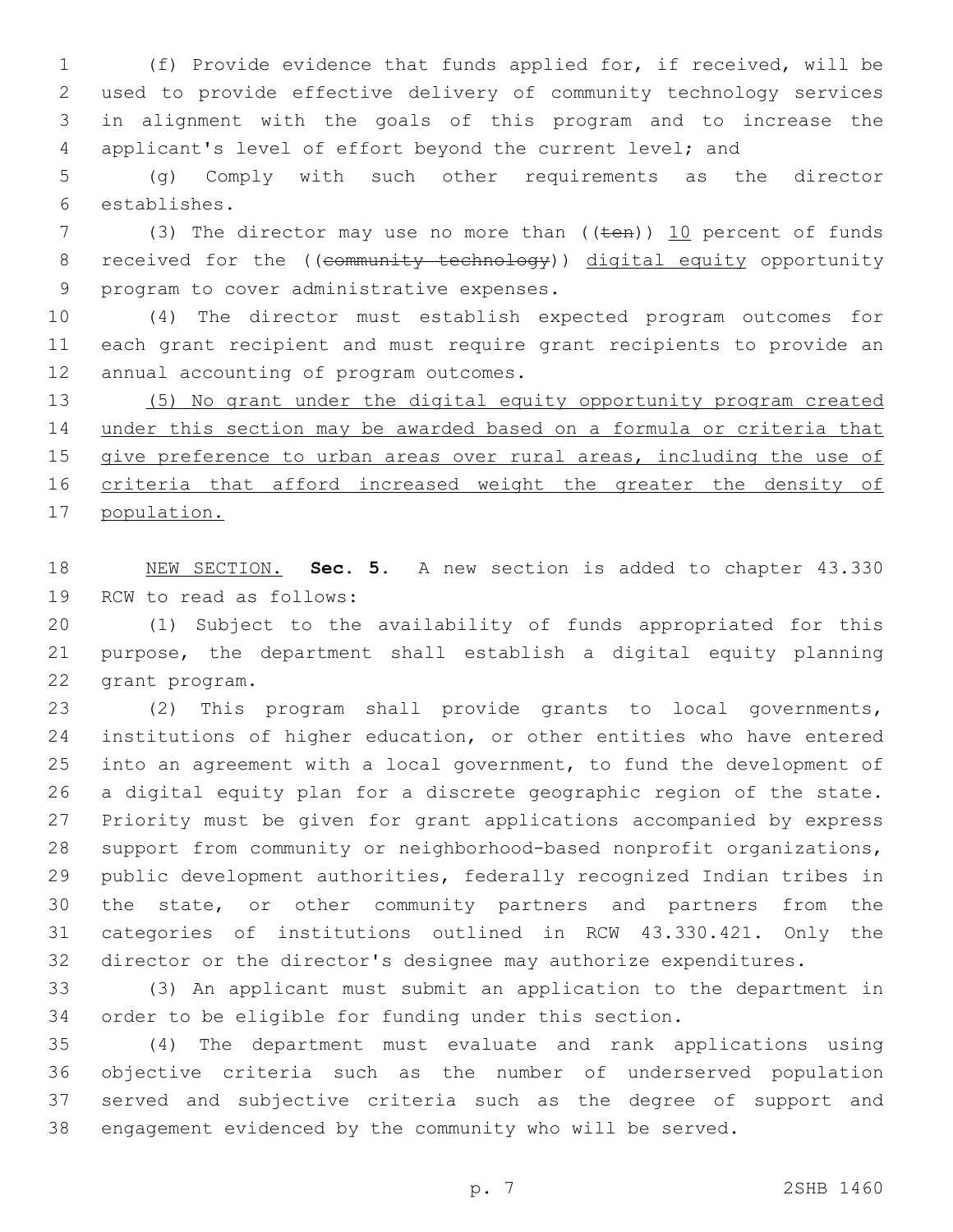(f) Provide evidence that funds applied for, if received, will be used to provide effective delivery of community technology services in alignment with the goals of this program and to increase the applicant's level of effort beyond the current level; and

(g) Comply with such other requirements as the director establishes.

(3) The director may use no more than ((~~ten~~)) <u>10</u> percent of funds received for the ((~~community technology~~)) <u>digital equity</u> opportunity program to cover administrative expenses.

(4) The director must establish expected program outcomes for each grant recipient and must require grant recipients to provide an annual accounting of program outcomes.

<u>(5) No grant under the digital equity opportunity program created under this section may be awarded based on a formula or criteria that give preference to urban areas over rural areas, including the use of criteria that afford increased weight the greater the density of population.</u>

<u>NEW SECTION.</u> **Sec. 5.** A new section is added to chapter 43.330 RCW to read as follows:

(1) Subject to the availability of funds appropriated for this purpose, the department shall establish a digital equity planning grant program.

(2) This program shall provide grants to local governments, institutions of higher education, or other entities who have entered into an agreement with a local government, to fund the development of a digital equity plan for a discrete geographic region of the state. Priority must be given for grant applications accompanied by express support from community or neighborhood-based nonprofit organizations, public development authorities, federally recognized Indian tribes in the state, or other community partners and partners from the categories of institutions outlined in RCW 43.330.421. Only the director or the director's designee may authorize expenditures.

(3) An applicant must submit an application to the department in order to be eligible for funding under this section.

(4) The department must evaluate and rank applications using objective criteria such as the number of underserved population served and subjective criteria such as the degree of support and engagement evidenced by the community who will be served.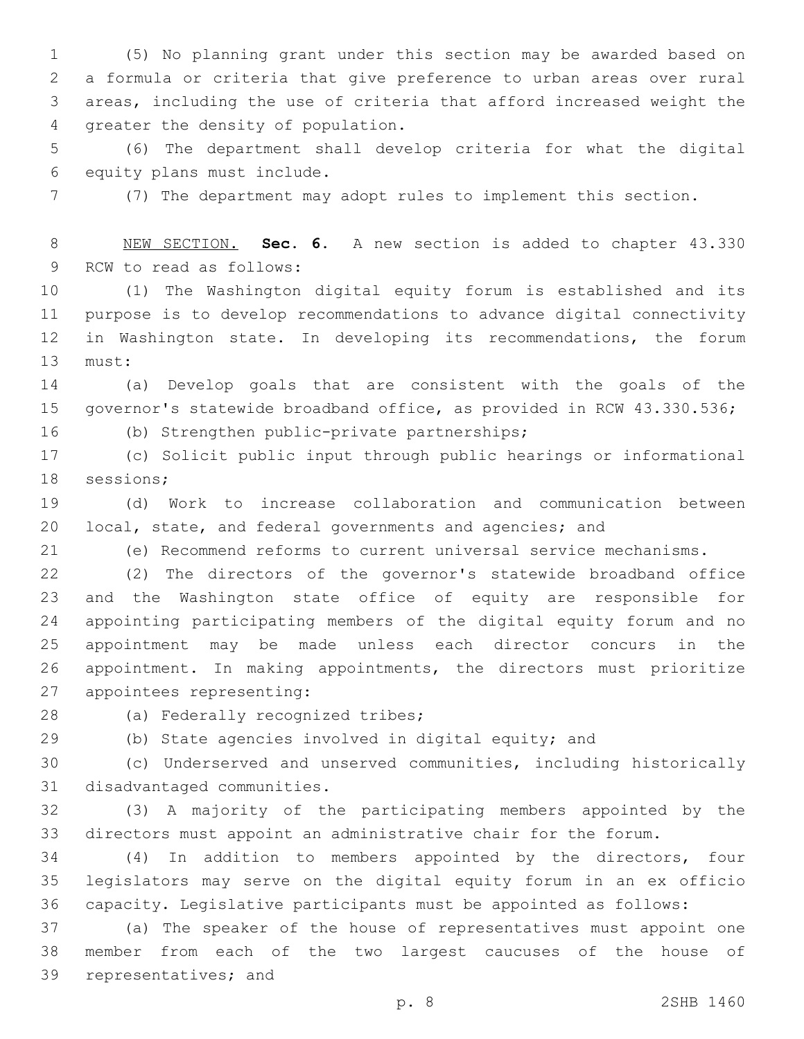(5) No planning grant under this section may be awarded based on a formula or criteria that give preference to urban areas over rural areas, including the use of criteria that afford increased weight the greater the density of population.

(6) The department shall develop criteria for what the digital equity plans must include.

(7) The department may adopt rules to implement this section.

NEW SECTION. **Sec. 6.** A new section is added to chapter 43.330 RCW to read as follows:

(1) The Washington digital equity forum is established and its purpose is to develop recommendations to advance digital connectivity in Washington state. In developing its recommendations, the forum must:

(a) Develop goals that are consistent with the goals of the governor's statewide broadband office, as provided in RCW 43.330.536;

(b) Strengthen public-private partnerships;

(c) Solicit public input through public hearings or informational sessions;

(d) Work to increase collaboration and communication between local, state, and federal governments and agencies; and

(e) Recommend reforms to current universal service mechanisms.

(2) The directors of the governor's statewide broadband office and the Washington state office of equity are responsible for appointing participating members of the digital equity forum and no appointment may be made unless each director concurs in the appointment. In making appointments, the directors must prioritize appointees representing:

(a) Federally recognized tribes;

(b) State agencies involved in digital equity; and

(c) Underserved and unserved communities, including historically disadvantaged communities.

(3) A majority of the participating members appointed by the directors must appoint an administrative chair for the forum.

(4) In addition to members appointed by the directors, four legislators may serve on the digital equity forum in an ex officio capacity. Legislative participants must be appointed as follows:

(a) The speaker of the house of representatives must appoint one member from each of the two largest caucuses of the house of representatives; and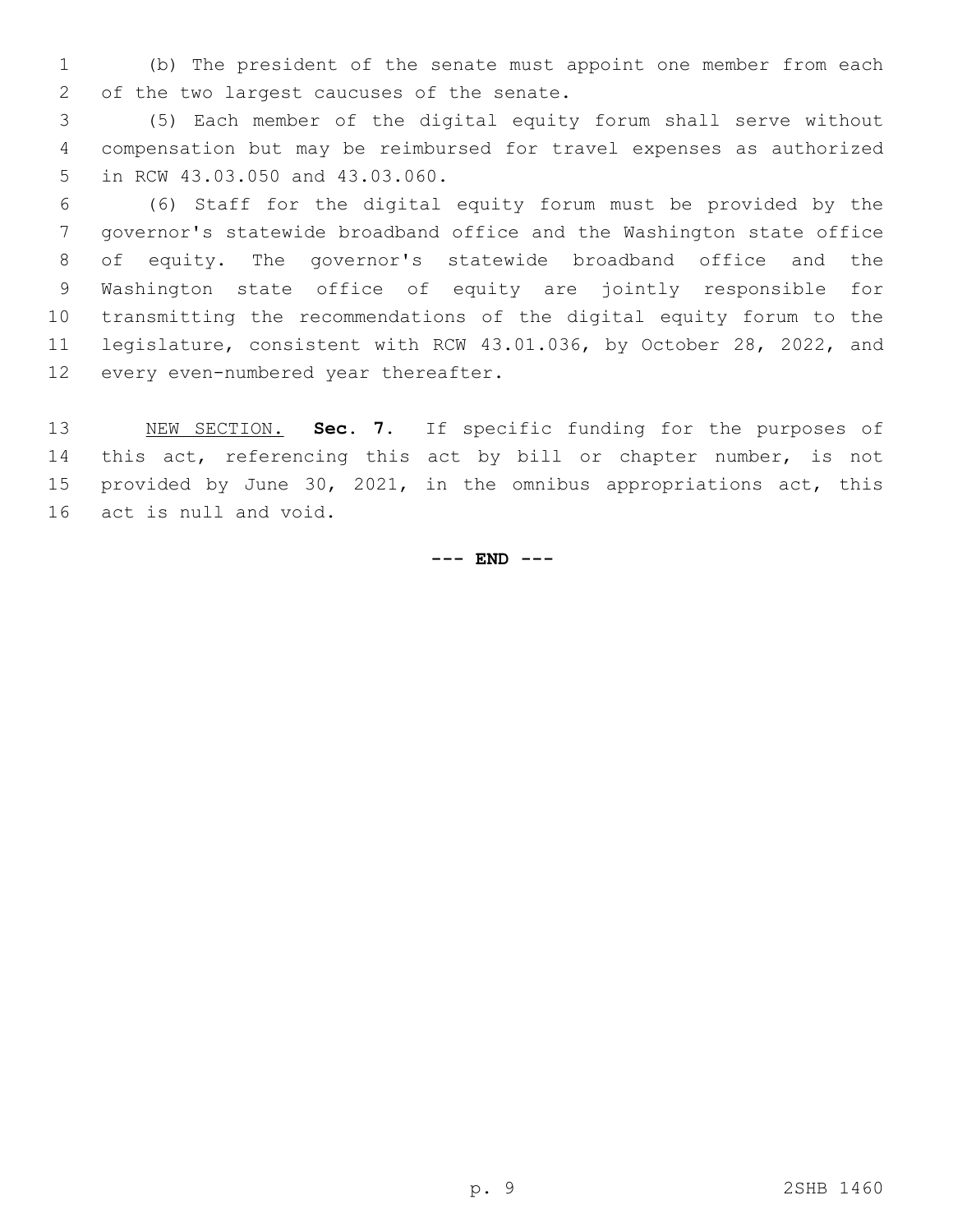(b) The president of the senate must appoint one member from each of the two largest caucuses of the senate.

(5) Each member of the digital equity forum shall serve without compensation but may be reimbursed for travel expenses as authorized in RCW 43.03.050 and 43.03.060.

(6) Staff for the digital equity forum must be provided by the governor's statewide broadband office and the Washington state office of equity. The governor's statewide broadband office and the Washington state office of equity are jointly responsible for transmitting the recommendations of the digital equity forum to the legislature, consistent with RCW 43.01.036, by October 28, 2022, and every even-numbered year thereafter.

NEW SECTION. **Sec. 7.** If specific funding for the purposes of this act, referencing this act by bill or chapter number, is not provided by June 30, 2021, in the omnibus appropriations act, this act is null and void.

**--- END ---**